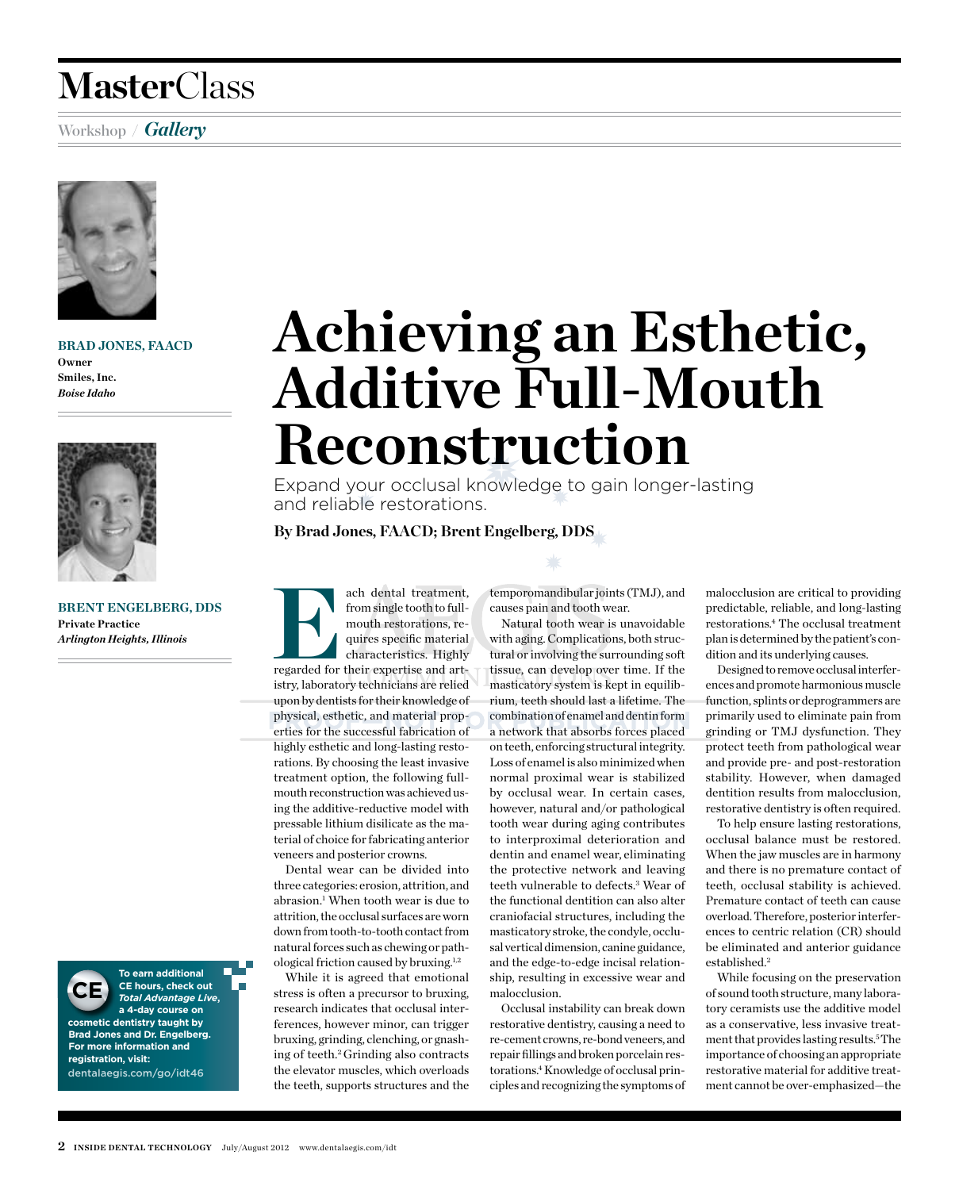# MasterClass

Workshop / *Gallery*

**BRAD JONES, FAACD**
**Owner**
**Smiles, Inc.**
***Boise Idaho***

**BRENT ENGELBERG, DDS**
**Private Practice**
***Arlington Heights, Illinois***

# Achieving an Esthetic, Additive Full-Mouth Reconstruction

Expand your occlusal knowledge to gain longer-lasting and reliable restorations.

**By Brad Jones, FAACD; Brent Engelberg, DDS**

Each dental treatment, from single tooth to full-mouth restorations, requires specific material characteristics. Highly regarded for their expertise and artistry, laboratory technicians are relied upon by dentists for their knowledge of physical, esthetic, and material properties for the successful fabrication of highly esthetic and long-lasting restorations. By choosing the least invasive treatment option, the following full-mouth reconstruction was achieved using the additive-reductive model with pressable lithium disilicate as the material of choice for fabricating anterior veneers and posterior crowns.

Dental wear can be divided into three categories: erosion, attrition, and abrasion.[1] When tooth wear is due to attrition, the occlusal surfaces are worn down from tooth-to-tooth contact from natural forces such as chewing or pathological friction caused by bruxing.[1,2]

While it is agreed that emotional stress is often a precursor to bruxing, research indicates that occlusal interferences, however minor, can trigger bruxing, grinding, clenching, or gnashing of teeth.[2] Grinding also contracts the elevator muscles, which overloads the teeth, supports structures and the temporomandibular joints (TMJ), and causes pain and tooth wear.

Natural tooth wear is unavoidable with aging. Complications, both structural or involving the surrounding soft tissue, can develop over time. If the masticatory system is kept in equilibrium, teeth should last a lifetime. The combination of enamel and dentin form a network that absorbs forces placed on teeth, enforcing structural integrity. Loss of enamel is also minimized when normal proximal wear is stabilized by occlusal wear. In certain cases, however, natural and/or pathological tooth wear during aging contributes to interproximal deterioration and dentin and enamel wear, eliminating the protective network and leaving teeth vulnerable to defects.[3] Wear of the functional dentition can also alter craniofacial structures, including the masticatory stroke, the condyle, occlusal vertical dimension, canine guidance, and the edge-to-edge incisal relationship, resulting in excessive wear and malocclusion.

Occlusal instability can break down restorative dentistry, causing a need to re-cement crowns, re-bond veneers, and repair fillings and broken porcelain restorations.[4] Knowledge of occlusal principles and recognizing the symptoms of malocclusion are critical to providing predictable, reliable, and long-lasting restorations.[4] The occlusal treatment plan is determined by the patient's condition and its underlying causes.

Designed to remove occlusal interferences and promote harmonious muscle function, splints or deprogrammers are primarily used to eliminate pain from grinding or TMJ dysfunction. They protect teeth from pathological wear and provide pre- and post-restoration stability. However, when damaged dentition results from malocclusion, restorative dentistry is often required.

To help ensure lasting restorations, occlusal balance must be restored. When the jaw muscles are in harmony and there is no premature contact of teeth, occlusal stability is achieved. Premature contact of teeth can cause overload. Therefore, posterior interferences to centric relation (CR) should be eliminated and anterior guidance established.[2]

While focusing on the preservation of sound tooth structure, many laboratory ceramists use the additive model as a conservative, less invasive treatment that provides lasting results.[5] The importance of choosing an appropriate restorative material for additive treatment cannot be over-emphasized—the

**To earn additional CE hours, check out *Total Advantage Live*, a 4-day course on cosmetic dentistry taught by Brad Jones and Dr. Engelberg. For more information and registration, visit:** dentalaegis.com/go/idt46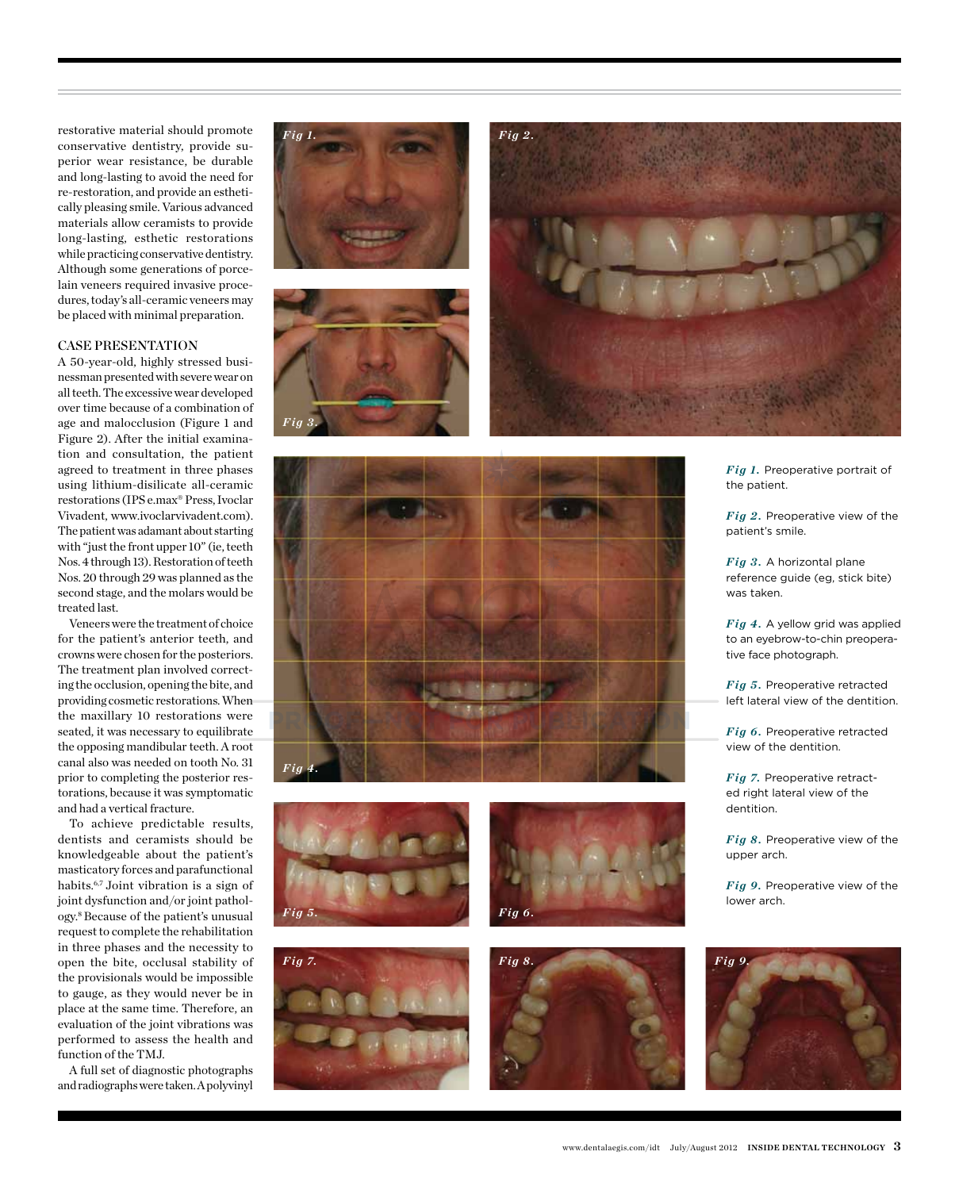restorative material should promote conservative dentistry, provide superior wear resistance, be durable and long-lasting to avoid the need for re-restoration, and provide an esthetically pleasing smile. Various advanced materials allow ceramists to provide long-lasting, esthetic restorations while practicing conservative dentistry. Although some generations of porcelain veneers required invasive procedures, today's all-ceramic veneers may be placed with minimal preparation.

## CASE PRESENTATION

A 50-year-old, highly stressed businessman presented with severe wear on all teeth. The excessive wear developed over time because of a combination of age and malocclusion (Figure 1 and Figure 2). After the initial examination and consultation, the patient agreed to treatment in three phases using lithium-disilicate all-ceramic restorations (IPS e.max® Press, Ivoclar Vivadent, www.ivoclarvivadent.com). The patient was adamant about starting with "just the front upper 10" (ie, teeth Nos. 4 through 13). Restoration of teeth Nos. 20 through 29 was planned as the second stage, and the molars would be treated last.

Veneers were the treatment of choice for the patient's anterior teeth, and crowns were chosen for the posteriors. The treatment plan involved correcting the occlusion, opening the bite, and providing cosmetic restorations. When the maxillary 10 restorations were seated, it was necessary to equilibrate the opposing mandibular teeth. A root canal also was needed on tooth No. 31 prior to completing the posterior restorations, because it was symptomatic and had a vertical fracture.

To achieve predictable results, dentists and ceramists should be knowledgeable about the patient's masticatory forces and parafunctional habits.[6,7] Joint vibration is a sign of joint dysfunction and/or joint pathology.[8] Because of the patient's unusual request to complete the rehabilitation in three phases and the necessity to open the bite, occlusal stability of the provisionals would be impossible to gauge, as they would never be in place at the same time. Therefore, an evaluation of the joint vibrations was performed to assess the health and function of the TMJ.

A full set of diagnostic photographs and radiographs were taken. A polyvinyl

***Fig 1.*** Preoperative portrait of the patient.

***Fig 2.*** Preoperative view of the patient's smile.

***Fig 3.*** A horizontal plane reference guide (eg, stick bite) was taken.

***Fig 4.*** A yellow grid was applied to an eyebrow-to-chin preoperative face photograph.

***Fig 5.*** Preoperative retracted left lateral view of the dentition.

***Fig 6.*** Preoperative retracted view of the dentition.

***Fig 7.*** Preoperative retracted right lateral view of the dentition.

***Fig 8.*** Preoperative view of the upper arch.

***Fig 9.*** Preoperative view of the lower arch.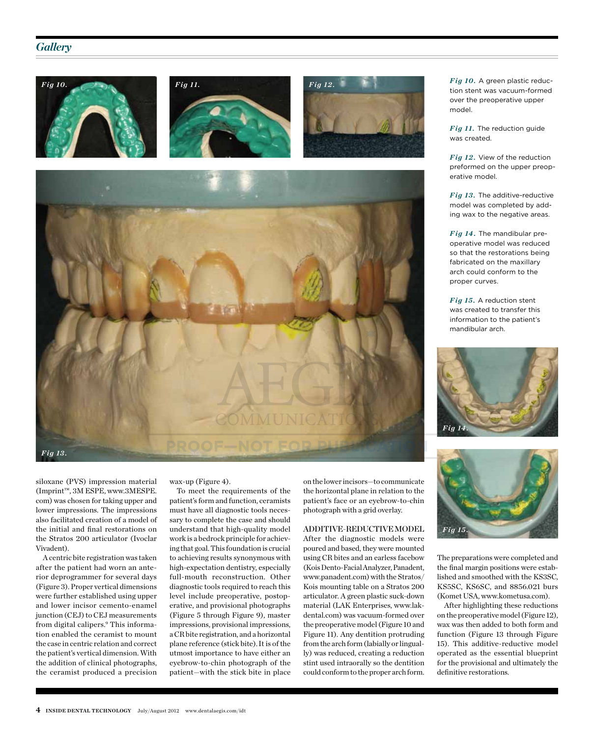Fig 10. A green plastic reduction stent was vacuum-formed over the preoperative upper model.

Fig 11. The reduction guide was created.

Fig 12. View of the reduction preformed on the upper preoperative model.

Fig 13. The additive-reductive model was completed by adding wax to the negative areas.

Fig 14. The mandibular preoperative model was reduced so that the restorations being fabricated on the maxillary arch could conform to the proper curves.

Fig 15. A reduction stent was created to transfer this information to the patient's mandibular arch.

siloxane (PVS) impression material (Imprint™, 3M ESPE, www.3MESPE.com) were chosen for taking upper and lower impressions. The impressions also facilitated creation of a model of the initial and final restorations on the Stratos 200 articulator (Ivoclar Vivadent).

A centric bite registration was taken after the patient had worn an anterior deprogrammer for several days (Figure 3). Proper vertical dimensions were further established using upper and lower incisor cemento-enamel junction (CEJ) to CEJ measurements from digital calipers.[9] This information enabled the ceramist to mount the case in centric relation and correct the patient's vertical dimension. With the addition of clinical photographs, the ceramist produced a precision wax-up (Figure 4).

To meet the requirements of the patient's form and function, ceramists must have all diagnostic tools necessary to complete the case and should understand that high-quality model work is a bedrock principle for achieving that goal. This foundation is crucial to achieving results synonymous with high-expectation dentistry, especially full-mouth reconstruction. Other diagnostic tools required to reach this level include preoperative, postoperative, and provisional photographs (Figure 5 through Figure 9), master impressions, provisional impressions, a CR bite registration, and a horizontal plane reference (stick bite). It is of the utmost importance to have either an eyebrow-to-chin photograph of the patient—with the stick bite in place on the lower incisors—to communicate the horizontal plane in relation to the patient's face or an eyebrow-to-chin photograph with a grid overlay.

## ADDITIVE-REDUCTIVE MODEL

After the diagnostic models were poured and based, they were mounted using CR bites and an earless facebow (Kois Dento-Facial Analyzer, Panadent, www.panadent.com) with the Stratos/Kois mounting table on a Stratos 200 articulator. A green plastic suck-down material (LAK Enterprises, www.lakdental.com) was vacuum-formed over the preoperative model (Figure 10 and Figure 11). Any dentition protruding from the arch form (labially or lingually) was reduced, creating a reduction stint used intraorally so the dentition could conform to the proper arch form. The preparations were completed and the final margin positions were established and smoothed with the KS3SC, KS5SC, KS6SC, and 8856.021 burs (Komet USA, www.kometusa.com).

After highlighting these reductions on the preoperative model (Figure 12), wax was then added to both form and function (Figure 13 through Figure 15). This additive-reductive model operated as the essential blueprint for the provisional and ultimately the definitive restorations.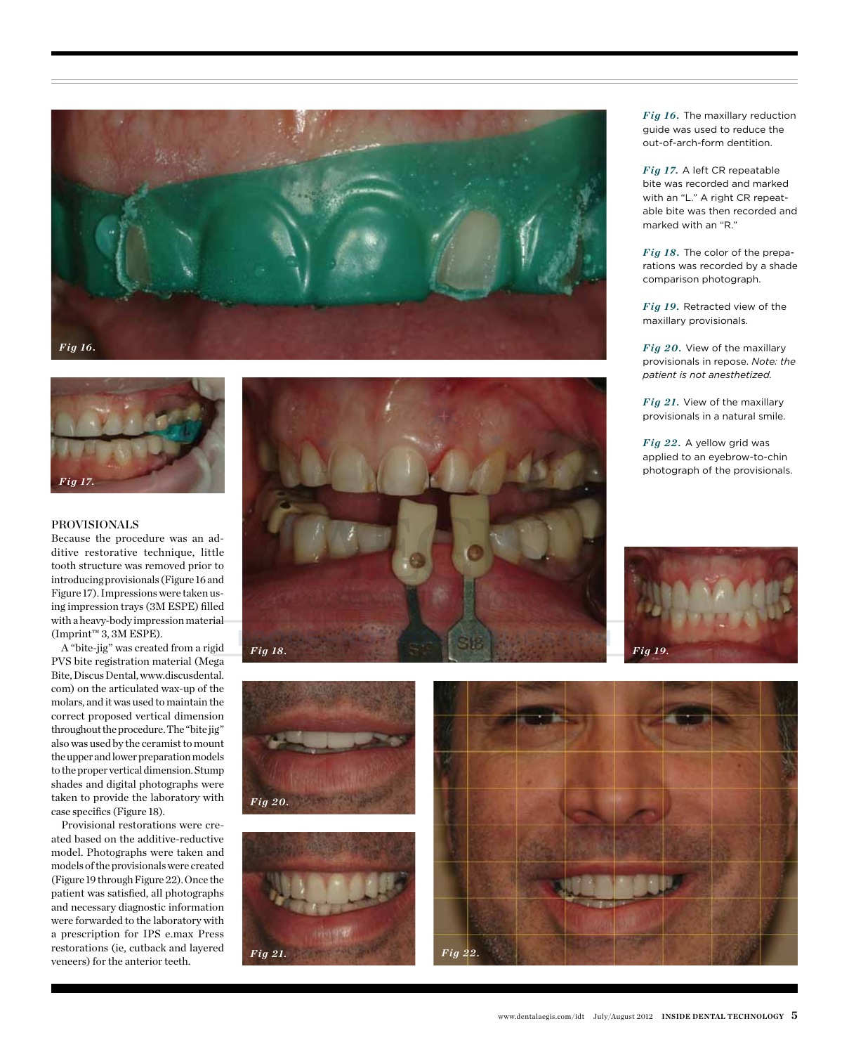*Fig 16.* The maxillary reduction guide was used to reduce the out-of-arch-form dentition.

*Fig 17.* A left CR repeatable bite was recorded and marked with an "L." A right CR repeatable bite was then recorded and marked with an "R."

*Fig 18.* The color of the preparations was recorded by a shade comparison photograph.

*Fig 19.* Retracted view of the maxillary provisionals.

*Fig 20.* View of the maxillary provisionals in repose. *Note: the patient is not anesthetized.*

*Fig 21.* View of the maxillary provisionals in a natural smile.

*Fig 22.* A yellow grid was applied to an eyebrow-to-chin photograph of the provisionals.

## PROVISIONALS

Because the procedure was an additive restorative technique, little tooth structure was removed prior to introducing provisionals (Figure 16 and Figure 17). Impressions were taken using impression trays (3M ESPE) filled with a heavy-body impression material (Imprint™ 3, 3M ESPE).

A "bite-jig" was created from a rigid PVS bite registration material (Mega Bite, Discus Dental, www.discusdental.com) on the articulated wax-up of the molars, and it was used to maintain the correct proposed vertical dimension throughout the procedure. The "bite jig" also was used by the ceramist to mount the upper and lower preparation models to the proper vertical dimension. Stump shades and digital photographs were taken to provide the laboratory with case specifics (Figure 18).

Provisional restorations were created based on the additive-reductive model. Photographs were taken and models of the provisionals were created (Figure 19 through Figure 22). Once the patient was satisfied, all photographs and necessary diagnostic information were forwarded to the laboratory with a prescription for IPS e.max Press restorations (ie, cutback and layered veneers) for the anterior teeth.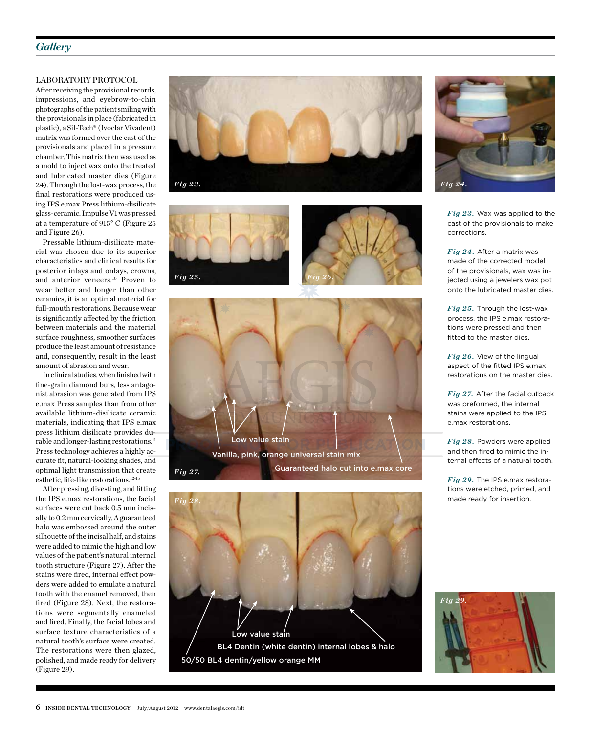## LABORATORY PROTOCOL

After receiving the provisional records, impressions, and eyebrow-to-chin photographs of the patient smiling with the provisionals in place (fabricated in plastic), a Sil-Tech® (Ivoclar Vivadent) matrix was formed over the cast of the provisionals and placed in a pressure chamber. This matrix then was used as a mold to inject wax onto the treated and lubricated master dies (Figure 24). Through the lost-wax process, the final restorations were produced using IPS e.max Press lithium-disilicate glass-ceramic. Impulse V1 was pressed at a temperature of 915° C (Figure 25 and Figure 26).

Pressable lithium-disilicate material was chosen due to its superior characteristics and clinical results for posterior inlays and onlays, crowns, and anterior veneers.[10] Proven to wear better and longer than other ceramics, it is an optimal material for full-mouth restorations. Because wear is significantly affected by the friction between materials and the material surface roughness, smoother surfaces produce the least amount of resistance and, consequently, result in the least amount of abrasion and wear.

In clinical studies, when finished with fine-grain diamond burs, less antagonist abrasion was generated from IPS e.max Press samples than from other available lithium-disilicate ceramic materials, indicating that IPS e.max press lithium disilicate provides durable and longer-lasting restorations.[11] Press technology achieves a highly accurate fit, natural-looking shades, and optimal light transmission that create esthetic, life-like restorations.[12-15]

After pressing, divesting, and fitting the IPS e.max restorations, the facial surfaces were cut back 0.5 mm incisally to 0.2 mm cervically. A guaranteed halo was embossed around the outer silhouette of the incisal half, and stains were added to mimic the high and low values of the patient's natural internal tooth structure (Figure 27). After the stains were fired, internal effect powders were added to emulate a natural tooth with the enamel removed, then fired (Figure 28). Next, the restorations were segmentally enameled and fired. Finally, the facial lobes and surface texture characteristics of a natural tooth's surface were created. The restorations were then glazed, polished, and made ready for delivery (Figure 29).

Fig 27 labels: Low value stain; Vanilla, pink, orange universal stain mix; Guaranteed halo cut into e.max core

Fig 28 labels: Low value stain; BL4 Dentin (white dentin) internal lobes & halo; 50/50 BL4 dentin/yellow orange MM

*Fig 23.* Wax was applied to the cast of the provisionals to make corrections.

*Fig 24.* After a matrix was made of the corrected model of the provisionals, wax was injected using a jewelers wax pot onto the lubricated master dies.

*Fig 25.* Through the lost-wax process, the IPS e.max restorations were pressed and then fitted to the master dies.

*Fig 26.* View of the lingual aspect of the fitted IPS e.max restorations on the master dies.

*Fig 27.* After the facial cutback was preformed, the internal stains were applied to the IPS e.max restorations.

*Fig 28.* Powders were applied and then fired to mimic the internal effects of a natural tooth.

*Fig 29.* The IPS e.max restorations were etched, primed, and made ready for insertion.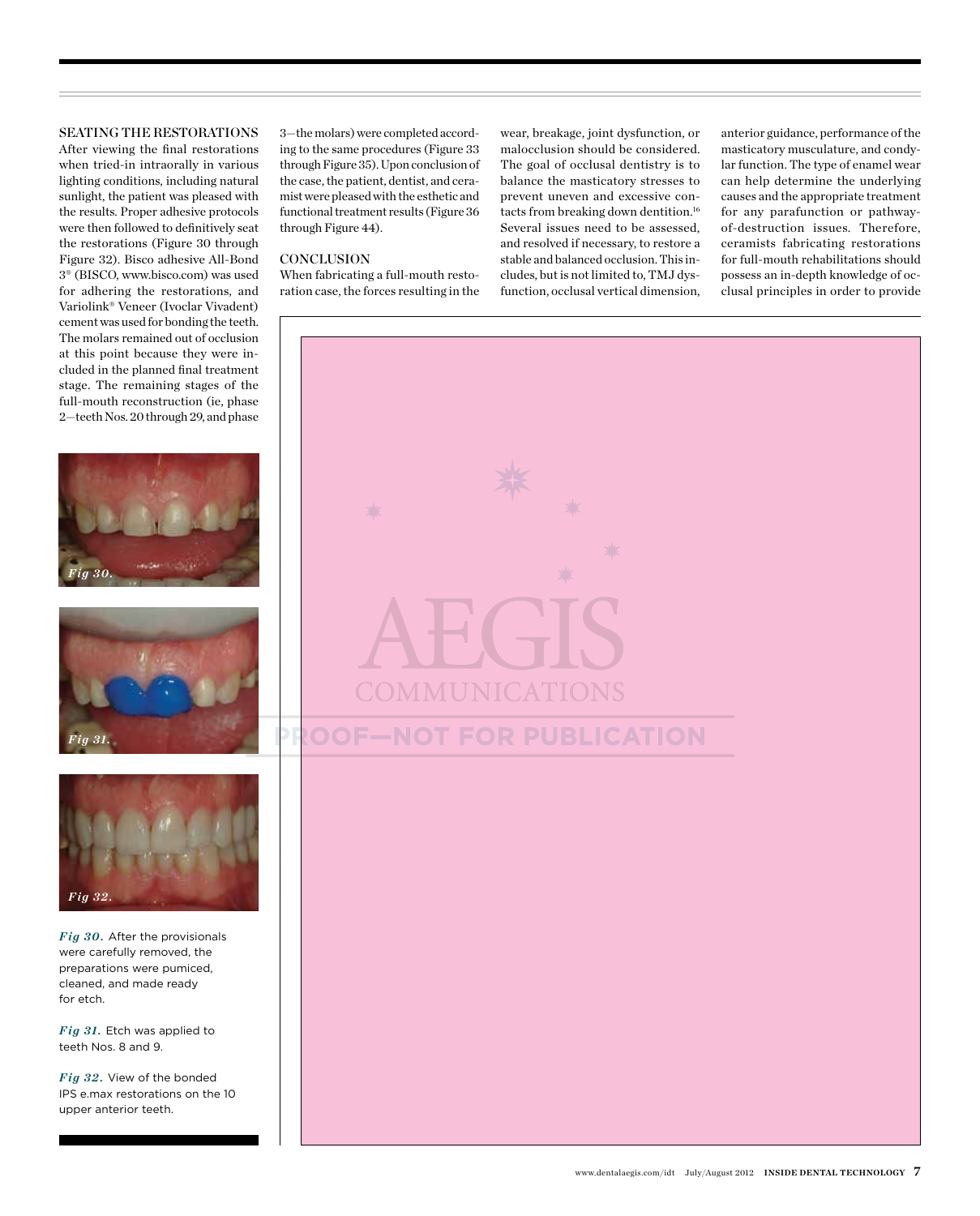## SEATING THE RESTORATIONS

After viewing the final restorations when tried-in intraorally in various lighting conditions, including natural sunlight, the patient was pleased with the results. Proper adhesive protocols were then followed to definitively seat the restorations (Figure 30 through Figure 32). Bisco adhesive All-Bond 3® (BISCO, www.bisco.com) was used for adhering the restorations, and Variolink® Veneer (Ivoclar Vivadent) cement was used for bonding the teeth. The molars remained out of occlusion at this point because they were included in the planned final treatment stage. The remaining stages of the full-mouth reconstruction (ie, phase 2—teeth Nos. 20 through 29, and phase 3—the molars) were completed according to the same procedures (Figure 33 through Figure 35). Upon conclusion of the case, the patient, dentist, and ceramist were pleased with the esthetic and functional treatment results (Figure 36 through Figure 44).

## CONCLUSION

When fabricating a full-mouth restoration case, the forces resulting in the wear, breakage, joint dysfunction, or malocclusion should be considered. The goal of occlusal dentistry is to balance the masticatory stresses to prevent uneven and excessive contacts from breaking down dentition.[16] Several issues need to be assessed, and resolved if necessary, to restore a stable and balanced occlusion. This includes, but is not limited to, TMJ dysfunction, occlusal vertical dimension, anterior guidance, performance of the masticatory musculature, and condylar function. The type of enamel wear can help determine the underlying causes and the appropriate treatment for any parafunction or pathway-of-destruction issues. Therefore, ceramists fabricating restorations for full-mouth rehabilitations should possess an in-depth knowledge of occlusal principles in order to provide

*Fig 30.* After the provisionals were carefully removed, the preparations were pumiced, cleaned, and made ready for etch.

*Fig 31.* Etch was applied to teeth Nos. 8 and 9.

*Fig 32.* View of the bonded IPS e.max restorations on the 10 upper anterior teeth.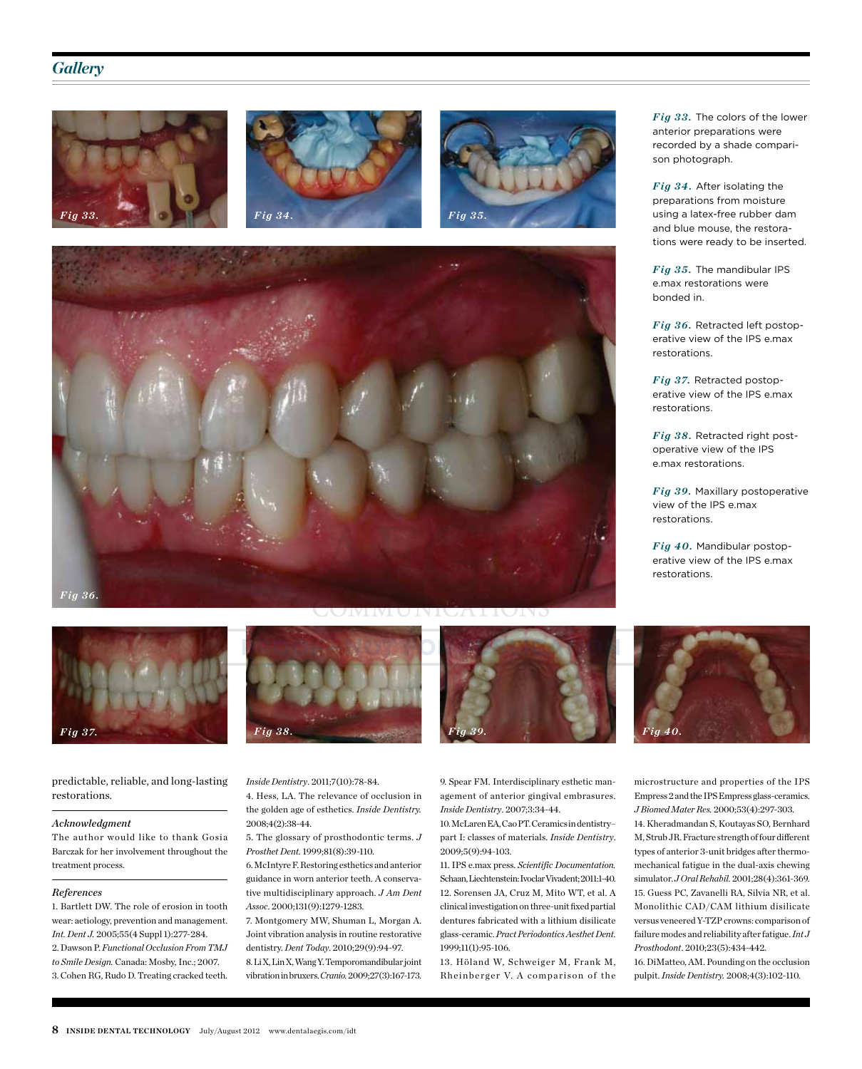## Gallery

Fig 33.

Fig 34.

Fig 35.

Fig 36.

Fig 37.

Fig 38.

Fig 39.

Fig 40.

*Fig 33.* The colors of the lower anterior preparations were recorded by a shade comparison photograph.

*Fig 34.* After isolating the preparations from moisture using a latex-free rubber dam and blue mouse, the restorations were ready to be inserted.

*Fig 35.* The mandibular IPS e.max restorations were bonded in.

*Fig 36.* Retracted left postoperative view of the IPS e.max restorations.

*Fig 37.* Retracted postoperative view of the IPS e.max restorations.

*Fig 38.* Retracted right postoperative view of the IPS e.max restorations.

*Fig 39.* Maxillary postoperative view of the IPS e.max restorations.

*Fig 40.* Mandibular postoperative view of the IPS e.max restorations.

predictable, reliable, and long-lasting restorations.

### Acknowledgment

The author would like to thank Gosia Barczak for her involvement throughout the treatment process.

### References

1. Bartlett DW. The role of erosion in tooth wear: aetiology, prevention and management. *Int. Dent J.* 2005;55(4 Suppl 1):277-284.
2. Dawson P. *Functional Occlusion From TMJ to Smile Design.* Canada: Mosby, Inc.; 2007.
3. Cohen RG, Rudo D. Treating cracked teeth. *Inside Dentistry*. 2011;7(10):78-84.
4. Hess, LA. The relevance of occlusion in the golden age of esthetics. *Inside Dentistry.* 2008;4(2):38-44.
5. The glossary of prosthodontic terms. *J Prosthet Dent.* 1999;81(8):39-110.
6. McIntyre F. Restoring esthetics and anterior guidance in worn anterior teeth. A conservative multidisciplinary approach. *J Am Dent Assoc*. 2000;131(9):1279-1283.
7. Montgomery MW, Shuman L, Morgan A. Joint vibration analysis in routine restorative dentistry. *Dent Today*. 2010;29(9):94-97.
8. Li X, Lin X, Wang Y. Temporomandibular joint vibration in bruxers. *Cranio.* 2009;27(3):167-173.
9. Spear FM. Interdisciplinary esthetic management of anterior gingival embrasures. *Inside Dentistry*. 2007;3:34-44.
10. McLaren EA, Cao PT. Ceramics in dentistry–part I: classes of materials. *Inside Dentistry*. 2009;5(9):94-103.
11. IPS e.max press. *Scientific Documentation.* Schaan, Liechtenstein: Ivoclar Vivadent; 2011:1-40.
12. Sorensen JA, Cruz M, Mito WT, et al. A clinical investigation on three-unit fixed partial dentures fabricated with a lithium disilicate glass-ceramic. *Pract Periodontics Aesthet Dent.* 1999;11(1):95-106.
13. Höland W, Schweiger M, Frank M, Rheinberger V. A comparison of the microstructure and properties of the IPS Empress 2 and the IPS Empress glass-ceramics. *J Biomed Mater Res.* 2000;53(4):297-303.
14. Kheradmandan S, Koutayas SO, Bernhard M, Strub JR. Fracture strength of four different types of anterior 3-unit bridges after thermo-mechanical fatigue in the dual-axis chewing simulator. *J Oral Rehabil.* 2001;28(4):361-369.
15. Guess PC, Zavanelli RA, Silvia NR, et al. Monolithic CAD/CAM lithium disilicate versus veneered Y-TZP crowns: comparison of failure modes and reliability after fatigue. *Int J Prosthodont*. 2010;23(5):434-442.
16. DiMatteo, AM. Pounding on the occlusion pulpit. *Inside Dentistry.* 2008;4(3):102-110.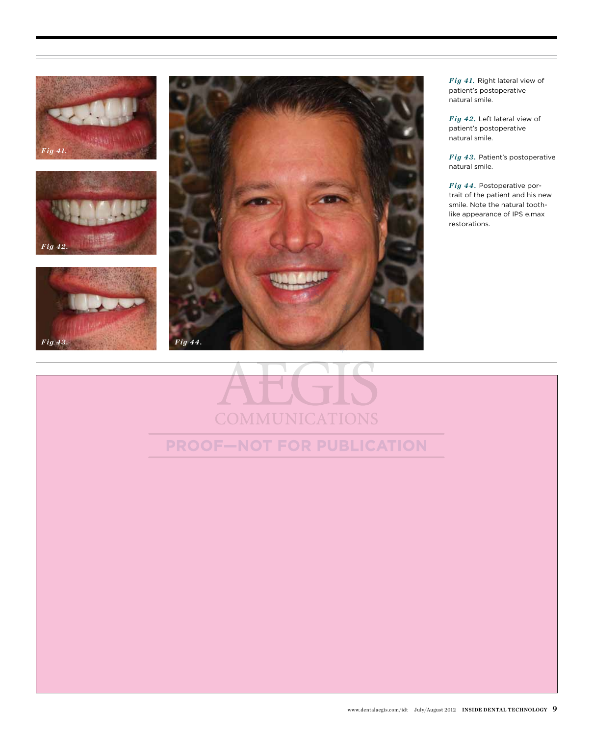*Fig 41.* Right lateral view of patient's postoperative natural smile.

*Fig 42.* Left lateral view of patient's postoperative natural smile.

*Fig 43.* Patient's postoperative natural smile.

*Fig 44.* Postoperative portrait of the patient and his new smile. Note the natural tooth-like appearance of IPS e.max restorations.

AEGIS COMMUNICATIONS

PROOF—NOT FOR PUBLICATION